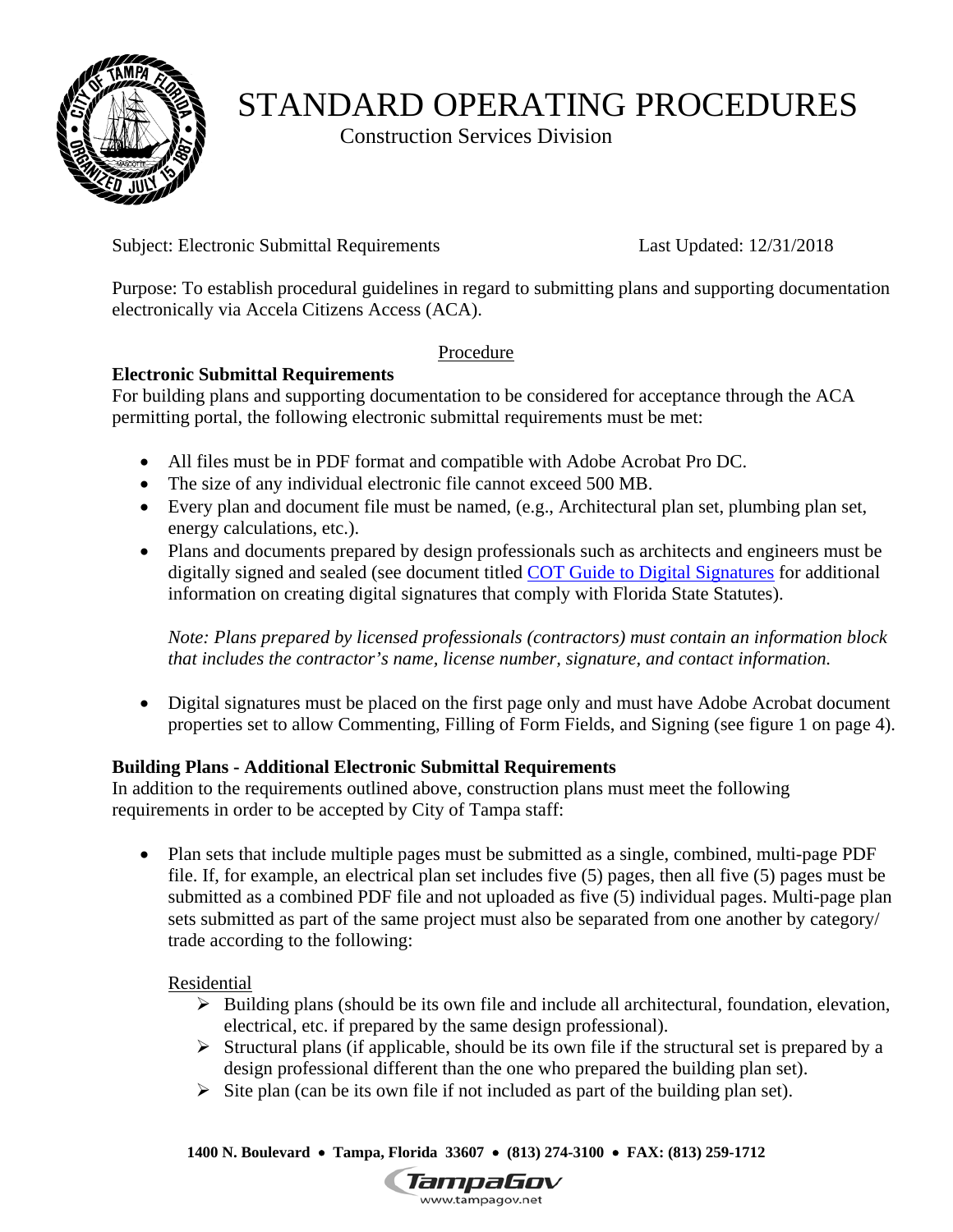# STANDARD OPERATING PROCEDURES

Construction Services Division

Subject: Electronic Submittal Requirements  Last Updated: 12/31/2018

Purpose: To establish procedural guidelines in regard to submitting plans and supporting documentation electronically via Accela Citizens Access (ACA).

## Procedure

### Electronic Submittal Requirements

For building plans and supporting documentation to be considered for acceptance through the ACA permitting portal, the following electronic submittal requirements must be met:

- All files must be in PDF format and compatible with Adobe Acrobat Pro DC.
- The size of any individual electronic file cannot exceed 500 MB.
- Every plan and document file must be named, (e.g., Architectural plan set, plumbing plan set, energy calculations, etc.).
- Plans and documents prepared by design professionals such as architects and engineers must be digitally signed and sealed (see document titled COT Guide to Digital Signatures for additional information on creating digital signatures that comply with Florida State Statutes).

  *Note: Plans prepared by licensed professionals (contractors) must contain an information block that includes the contractor's name, license number, signature, and contact information.*

- Digital signatures must be placed on the first page only and must have Adobe Acrobat document properties set to allow Commenting, Filling of Form Fields, and Signing (see figure 1 on page 4).

### Building Plans - Additional Electronic Submittal Requirements

In addition to the requirements outlined above, construction plans must meet the following requirements in order to be accepted by City of Tampa staff:

- Plan sets that include multiple pages must be submitted as a single, combined, multi-page PDF file. If, for example, an electrical plan set includes five (5) pages, then all five (5) pages must be submitted as a combined PDF file and not uploaded as five (5) individual pages. Multi-page plan sets submitted as part of the same project must also be separated from one another by category/ trade according to the following:

  Residential
  - Building plans (should be its own file and include all architectural, foundation, elevation, electrical, etc. if prepared by the same design professional).
  - Structural plans (if applicable, should be its own file if the structural set is prepared by a design professional different than the one who prepared the building plan set).
  - Site plan (can be its own file if not included as part of the building plan set).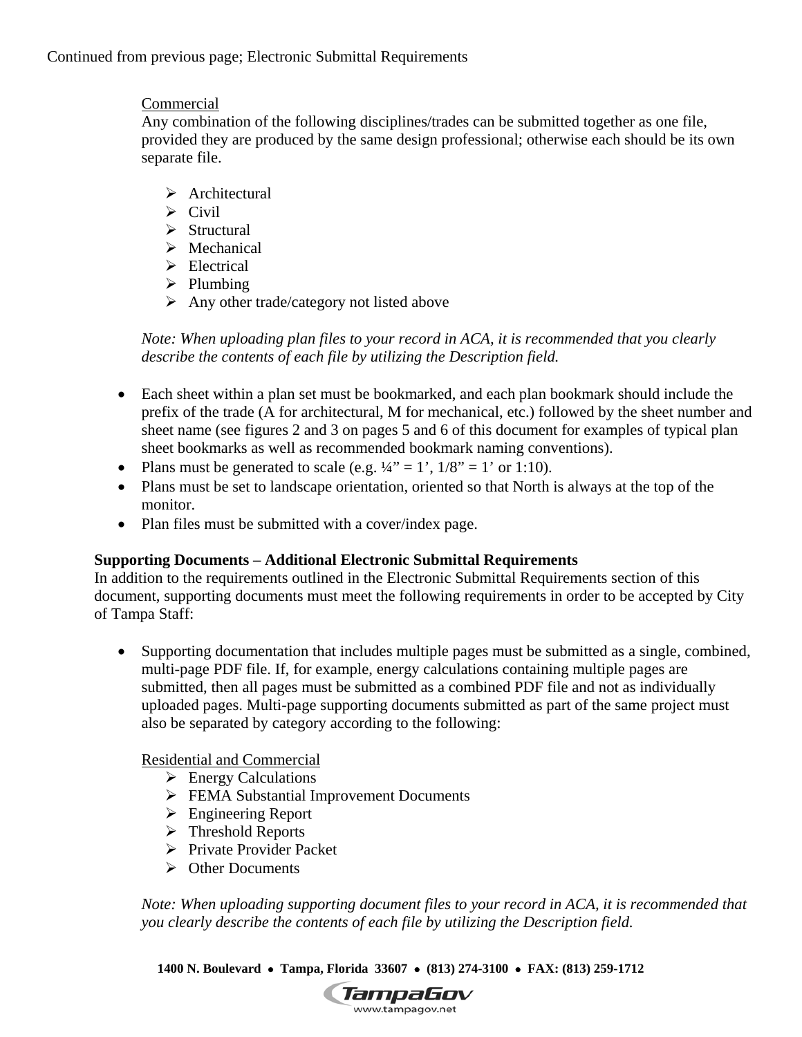Continued from previous page; Electronic Submittal Requirements

Commercial

Any combination of the following disciplines/trades can be submitted together as one file, provided they are produced by the same design professional; otherwise each should be its own separate file.

- Architectural
- Civil
- Structural
- Mechanical
- Electrical
- Plumbing
- Any other trade/category not listed above

*Note: When uploading plan files to your record in ACA, it is recommended that you clearly describe the contents of each file by utilizing the Description field.*

- Each sheet within a plan set must be bookmarked, and each plan bookmark should include the prefix of the trade (A for architectural, M for mechanical, etc.) followed by the sheet number and sheet name (see figures 2 and 3 on pages 5 and 6 of this document for examples of typical plan sheet bookmarks as well as recommended bookmark naming conventions).
- Plans must be generated to scale (e.g. ¼" = 1', 1/8" = 1' or 1:10).
- Plans must be set to landscape orientation, oriented so that North is always at the top of the monitor.
- Plan files must be submitted with a cover/index page.

**Supporting Documents – Additional Electronic Submittal Requirements**

In addition to the requirements outlined in the Electronic Submittal Requirements section of this document, supporting documents must meet the following requirements in order to be accepted by City of Tampa Staff:

- Supporting documentation that includes multiple pages must be submitted as a single, combined, multi-page PDF file. If, for example, energy calculations containing multiple pages are submitted, then all pages must be submitted as a combined PDF file and not as individually uploaded pages. Multi-page supporting documents submitted as part of the same project must also be separated by category according to the following:

  Residential and Commercial
  - Energy Calculations
  - FEMA Substantial Improvement Documents
  - Engineering Report
  - Threshold Reports
  - Private Provider Packet
  - Other Documents

  *Note: When uploading supporting document files to your record in ACA, it is recommended that you clearly describe the contents of each file by utilizing the Description field.*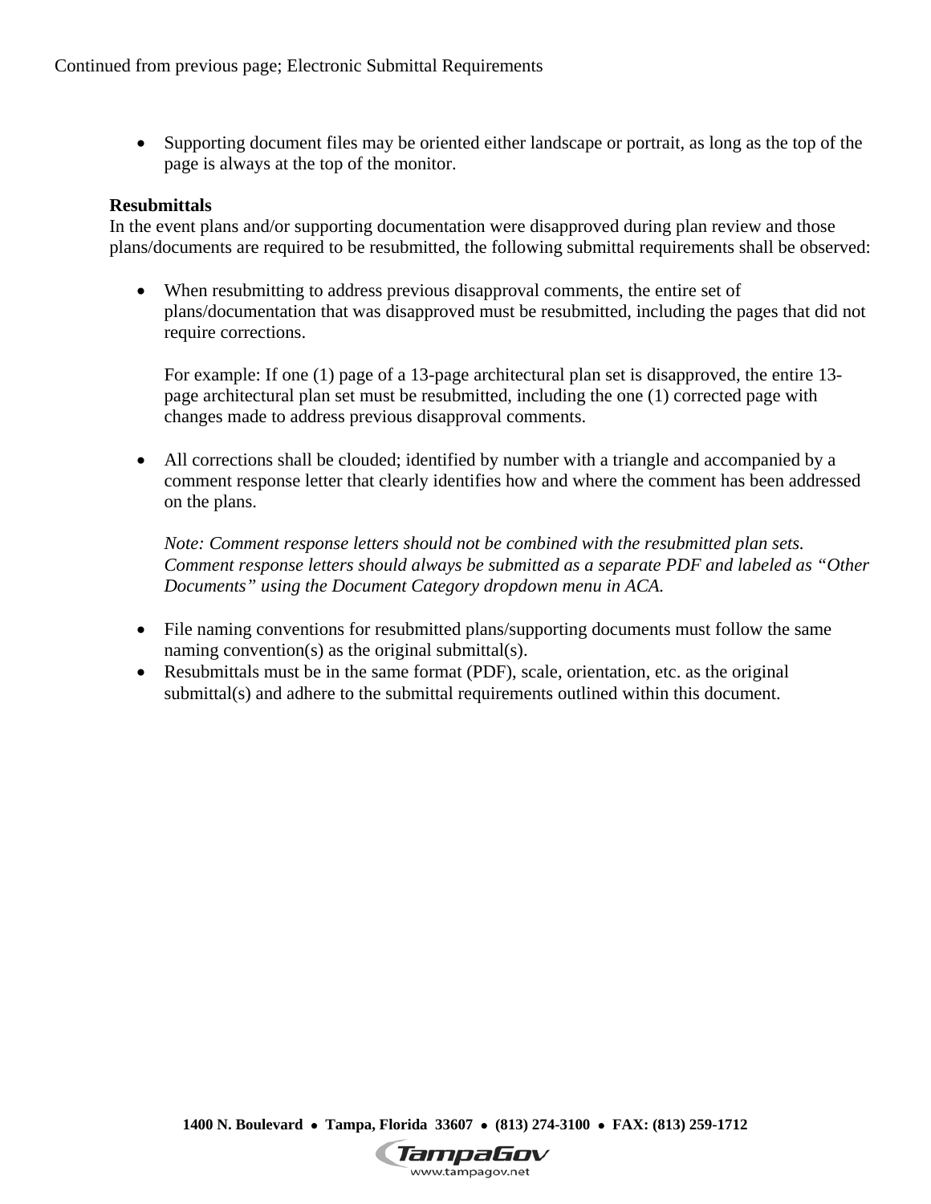Continued from previous page; Electronic Submittal Requirements

- Supporting document files may be oriented either landscape or portrait, as long as the top of the page is always at the top of the monitor.

**Resubmittals**

In the event plans and/or supporting documentation were disapproved during plan review and those plans/documents are required to be resubmitted, the following submittal requirements shall be observed:

- When resubmitting to address previous disapproval comments, the entire set of plans/documentation that was disapproved must be resubmitted, including the pages that did not require corrections.

  For example: If one (1) page of a 13-page architectural plan set is disapproved, the entire 13-page architectural plan set must be resubmitted, including the one (1) corrected page with changes made to address previous disapproval comments.

- All corrections shall be clouded; identified by number with a triangle and accompanied by a comment response letter that clearly identifies how and where the comment has been addressed on the plans.

  *Note: Comment response letters should not be combined with the resubmitted plan sets. Comment response letters should always be submitted as a separate PDF and labeled as "Other Documents" using the Document Category dropdown menu in ACA.*

- File naming conventions for resubmitted plans/supporting documents must follow the same naming convention(s) as the original submittal(s).
- Resubmittals must be in the same format (PDF), scale, orientation, etc. as the original submittal(s) and adhere to the submittal requirements outlined within this document.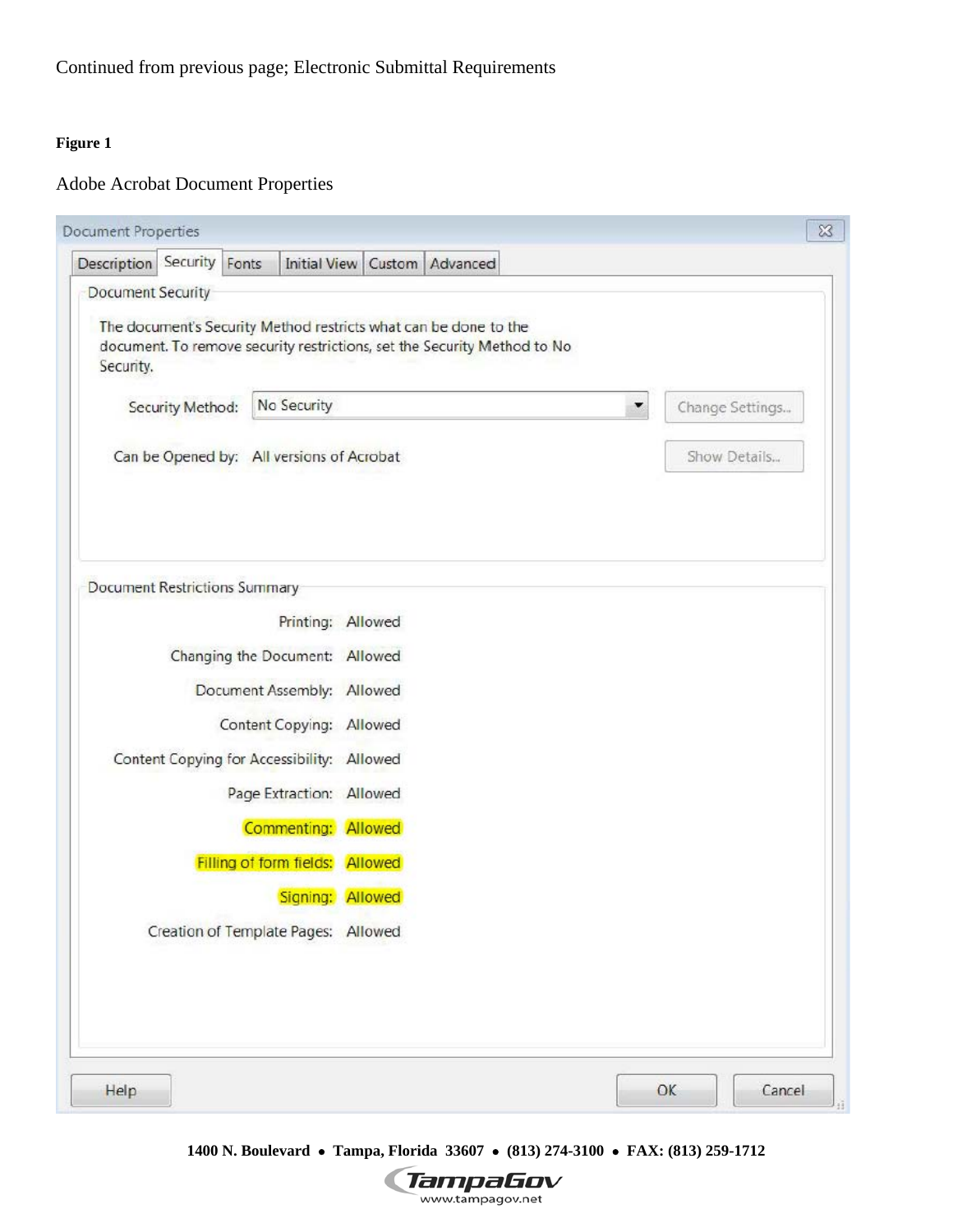Continued from previous page; Electronic Submittal Requirements

**Figure 1**

Adobe Acrobat Document Properties

Document Properties

Description | Security | Fonts | Initial View | Custom | Advanced

Document Security

The document's Security Method restricts what can be done to the document. To remove security restrictions, set the Security Method to No Security.

Security Method: No Security

Change Settings...

Can be Opened by: All versions of Acrobat

Show Details...

Document Restrictions Summary

| | |
|---|---|
| Printing: | Allowed |
| Changing the Document: | Allowed |
| Document Assembly: | Allowed |
| Content Copying: | Allowed |
| Content Copying for Accessibility: | Allowed |
| Page Extraction: | Allowed |
| Commenting: | Allowed |
| Filling of form fields: | Allowed |
| Signing: | Allowed |
| Creation of Template Pages: | Allowed |

Help | OK | Cancel

**1400 N. Boulevard • Tampa, Florida 33607 • (813) 274-3100 • FAX: (813) 259-1712**

TampaGov
www.tampagov.net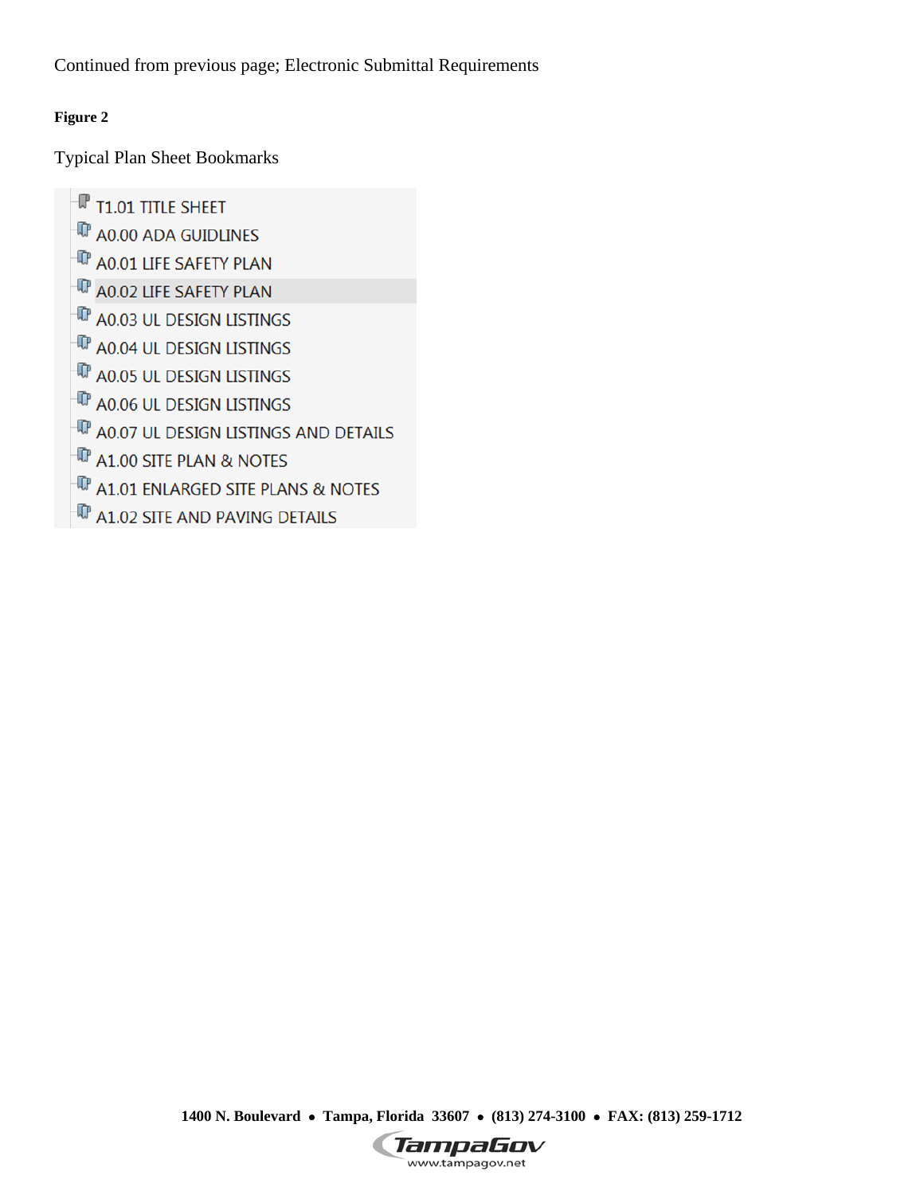Continued from previous page; Electronic Submittal Requirements

**Figure 2**

Typical Plan Sheet Bookmarks

- T1.01 TITLE SHEET
- A0.00 ADA GUIDLINES
- A0.01 LIFE SAFETY PLAN
- A0.02 LIFE SAFETY PLAN
- A0.03 UL DESIGN LISTINGS
- A0.04 UL DESIGN LISTINGS
- A0.05 UL DESIGN LISTINGS
- A0.06 UL DESIGN LISTINGS
- A0.07 UL DESIGN LISTINGS AND DETAILS
- A1.00 SITE PLAN & NOTES
- A1.01 ENLARGED SITE PLANS & NOTES
- A1.02 SITE AND PAVING DETAILS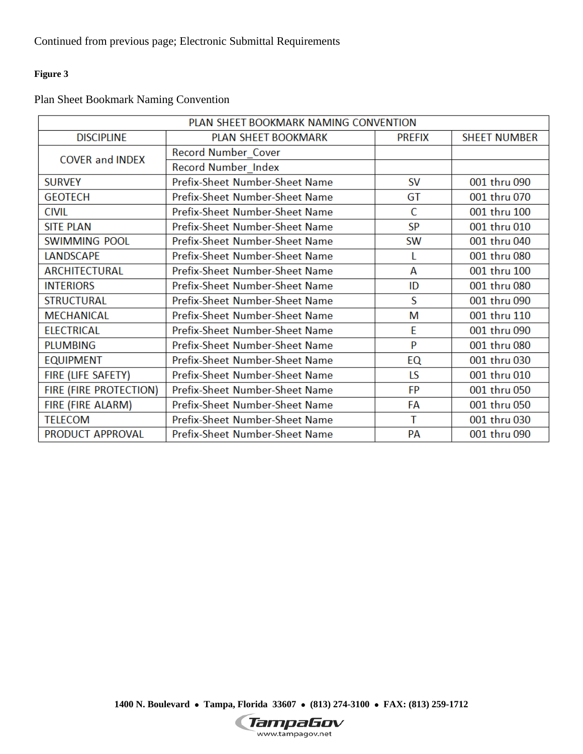Continued from previous page; Electronic Submittal Requirements

**Figure 3**

Plan Sheet Bookmark Naming Convention

| PLAN SHEET BOOKMARK NAMING CONVENTION | | | |
|---|---|---|---|
| DISCIPLINE | PLAN SHEET BOOKMARK | PREFIX | SHEET NUMBER |
| COVER and INDEX | Record Number_Cover | | |
| | Record Number_Index | | |
| SURVEY | Prefix-Sheet Number-Sheet Name | SV | 001 thru 090 |
| GEOTECH | Prefix-Sheet Number-Sheet Name | GT | 001 thru 070 |
| CIVIL | Prefix-Sheet Number-Sheet Name | C | 001 thru 100 |
| SITE PLAN | Prefix-Sheet Number-Sheet Name | SP | 001 thru 010 |
| SWIMMING POOL | Prefix-Sheet Number-Sheet Name | SW | 001 thru 040 |
| LANDSCAPE | Prefix-Sheet Number-Sheet Name | L | 001 thru 080 |
| ARCHITECTURAL | Prefix-Sheet Number-Sheet Name | A | 001 thru 100 |
| INTERIORS | Prefix-Sheet Number-Sheet Name | ID | 001 thru 080 |
| STRUCTURAL | Prefix-Sheet Number-Sheet Name | S | 001 thru 090 |
| MECHANICAL | Prefix-Sheet Number-Sheet Name | M | 001 thru 110 |
| ELECTRICAL | Prefix-Sheet Number-Sheet Name | E | 001 thru 090 |
| PLUMBING | Prefix-Sheet Number-Sheet Name | P | 001 thru 080 |
| EQUIPMENT | Prefix-Sheet Number-Sheet Name | EQ | 001 thru 030 |
| FIRE (LIFE SAFETY) | Prefix-Sheet Number-Sheet Name | LS | 001 thru 010 |
| FIRE (FIRE PROTECTION) | Prefix-Sheet Number-Sheet Name | FP | 001 thru 050 |
| FIRE (FIRE ALARM) | Prefix-Sheet Number-Sheet Name | FA | 001 thru 050 |
| TELECOM | Prefix-Sheet Number-Sheet Name | T | 001 thru 030 |
| PRODUCT APPROVAL | Prefix-Sheet Number-Sheet Name | PA | 001 thru 090 |